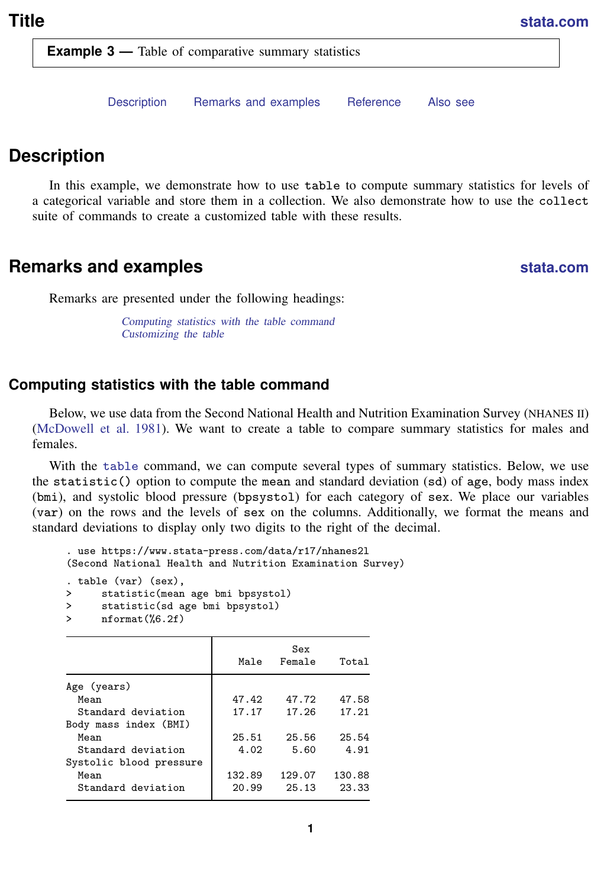# Title

**Example 3 —** Table of comparative summary statistics

Description Remarks and examples Reference Also see

## Description

In this example, we demonstrate how to use `table` to compute summary statistics for levels of a categorical variable and store them in a collection. We also demonstrate how to use the `collect` suite of commands to create a customized table with these results.

## Remarks and examples

Remarks are presented under the following headings:

*Computing statistics with the table command*
*Customizing the table*

### Computing statistics with the table command

Below, we use data from the Second National Health and Nutrition Examination Survey (NHANES II) (McDowell et al. 1981). We want to create a table to compare summary statistics for males and females.

With the `table` command, we can compute several types of summary statistics. Below, we use the `statistic()` option to compute the `mean` and standard deviation (`sd`) of `age`, body mass index (`bmi`), and systolic blood pressure (`bpsystol`) for each category of `sex`. We place our variables (`var`) on the rows and the levels of `sex` on the columns. Additionally, we format the means and standard deviations to display only two digits to the right of the decimal.

```
. use https://www.stata-press.com/data/r17/nhanes2l
(Second National Health and Nutrition Examination Survey)
. table (var) (sex),
>     statistic(mean age bmi bpsystol)
>     statistic(sd age bmi bpsystol)
>     nformat(%6.2f)
```

| | Sex | | |
|---|---|---|---|
| | Male | Female | Total |
| Age (years) | | | |
| Mean | 47.42 | 47.72 | 47.58 |
| Standard deviation | 17.17 | 17.26 | 17.21 |
| Body mass index (BMI) | | | |
| Mean | 25.51 | 25.56 | 25.54 |
| Standard deviation | 4.02 | 5.60 | 4.91 |
| Systolic blood pressure | | | |
| Mean | 132.89 | 129.07 | 130.88 |
| Standard deviation | 20.99 | 25.13 | 23.33 |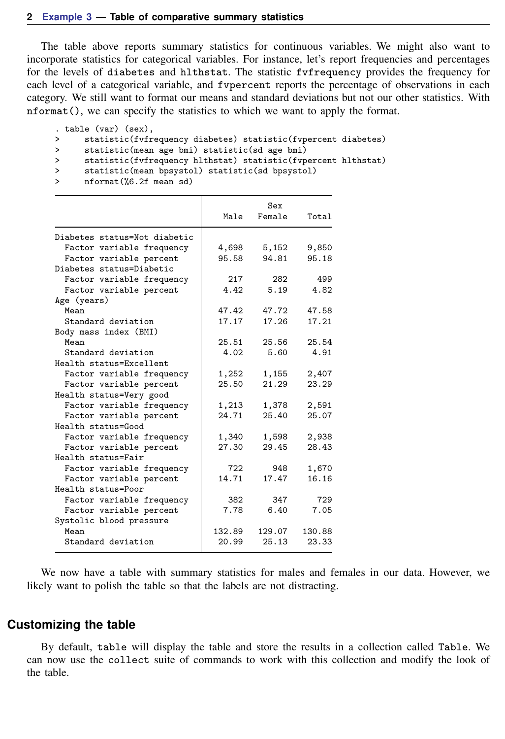The table above reports summary statistics for continuous variables. We might also want to incorporate statistics for categorical variables. For instance, let's report frequencies and percentages for the levels of `diabetes` and `hlthstat`. The statistic `fvfrequency` provides the frequency for each level of a categorical variable, and `fvpercent` reports the percentage of observations in each category. We still want to format our means and standard deviations but not our other statistics. With `nformat()`, we can specify the statistics to which we want to apply the format.

```
. table (var) (sex),
>     statistic(fvfrequency diabetes) statistic(fvpercent diabetes)
>     statistic(mean age bmi) statistic(sd age bmi)
>     statistic(fvfrequency hlthstat) statistic(fvpercent hlthstat)
>     statistic(mean bpsystol) statistic(sd bpsystol)
>     nformat(%6.2f mean sd)
```

| | Sex | | |
|---|---|---|---|
| | Male | Female | Total |
| Diabetes status=Not diabetic | | | |
| Factor variable frequency | 4,698 | 5,152 | 9,850 |
| Factor variable percent | 95.58 | 94.81 | 95.18 |
| Diabetes status=Diabetic | | | |
| Factor variable frequency | 217 | 282 | 499 |
| Factor variable percent | 4.42 | 5.19 | 4.82 |
| Age (years) | | | |
| Mean | 47.42 | 47.72 | 47.58 |
| Standard deviation | 17.17 | 17.26 | 17.21 |
| Body mass index (BMI) | | | |
| Mean | 25.51 | 25.56 | 25.54 |
| Standard deviation | 4.02 | 5.60 | 4.91 |
| Health status=Excellent | | | |
| Factor variable frequency | 1,252 | 1,155 | 2,407 |
| Factor variable percent | 25.50 | 21.29 | 23.29 |
| Health status=Very good | | | |
| Factor variable frequency | 1,213 | 1,378 | 2,591 |
| Factor variable percent | 24.71 | 25.40 | 25.07 |
| Health status=Good | | | |
| Factor variable frequency | 1,340 | 1,598 | 2,938 |
| Factor variable percent | 27.30 | 29.45 | 28.43 |
| Health status=Fair | | | |
| Factor variable frequency | 722 | 948 | 1,670 |
| Factor variable percent | 14.71 | 17.47 | 16.16 |
| Health status=Poor | | | |
| Factor variable frequency | 382 | 347 | 729 |
| Factor variable percent | 7.78 | 6.40 | 7.05 |
| Systolic blood pressure | | | |
| Mean | 132.89 | 129.07 | 130.88 |
| Standard deviation | 20.99 | 25.13 | 23.33 |

We now have a table with summary statistics for males and females in our data. However, we likely want to polish the table so that the labels are not distracting.

## Customizing the table

By default, `table` will display the table and store the results in a collection called `Table`. We can now use the `collect` suite of commands to work with this collection and modify the look of the table.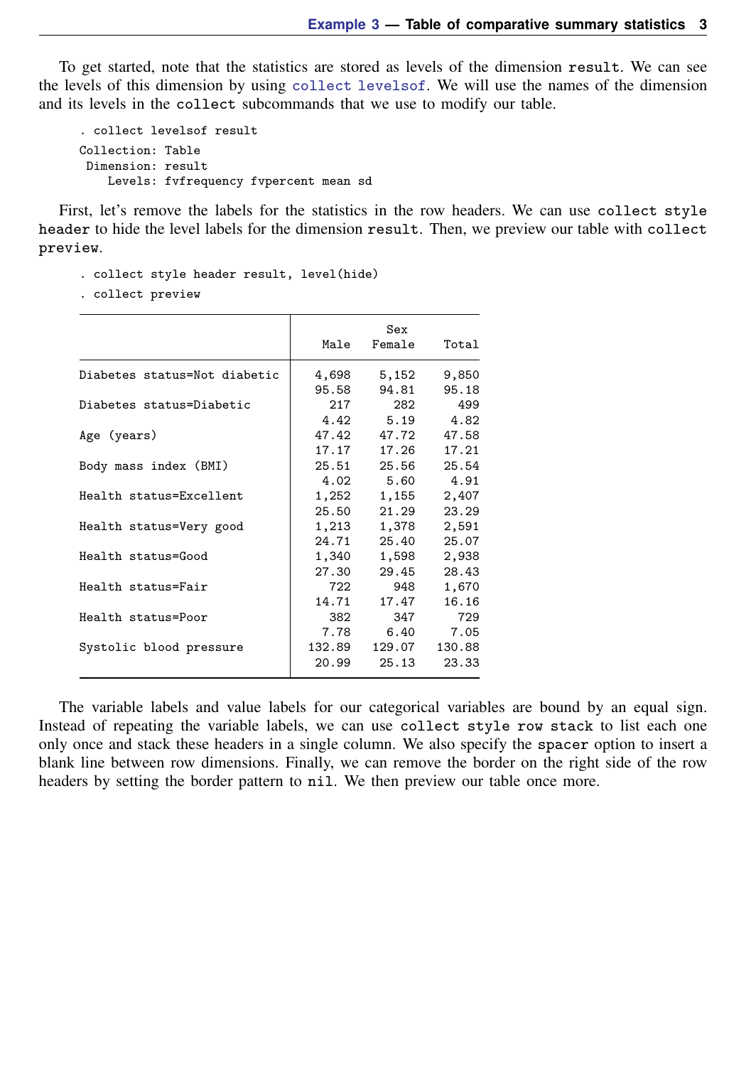To get started, note that the statistics are stored as levels of the dimension `result`. We can see the levels of this dimension by using `collect levelsof`. We will use the names of the dimension and its levels in the `collect` subcommands that we use to modify our table.

```
. collect levelsof result
Collection: Table
 Dimension: result
    Levels: fvfrequency fvpercent mean sd
```

First, let's remove the labels for the statistics in the row headers. We can use `collect style header` to hide the level labels for the dimension `result`. Then, we preview our table with `collect preview`.

```
. collect style header result, level(hide)
. collect preview
```

| | Sex | | |
|---|---|---|---|
| | Male | Female | Total |
| Diabetes status=Not diabetic | 4,698 | 5,152 | 9,850 |
| | 95.58 | 94.81 | 95.18 |
| Diabetes status=Diabetic | 217 | 282 | 499 |
| | 4.42 | 5.19 | 4.82 |
| Age (years) | 47.42 | 47.72 | 47.58 |
| | 17.17 | 17.26 | 17.21 |
| Body mass index (BMI) | 25.51 | 25.56 | 25.54 |
| | 4.02 | 5.60 | 4.91 |
| Health status=Excellent | 1,252 | 1,155 | 2,407 |
| | 25.50 | 21.29 | 23.29 |
| Health status=Very good | 1,213 | 1,378 | 2,591 |
| | 24.71 | 25.40 | 25.07 |
| Health status=Good | 1,340 | 1,598 | 2,938 |
| | 27.30 | 29.45 | 28.43 |
| Health status=Fair | 722 | 948 | 1,670 |
| | 14.71 | 17.47 | 16.16 |
| Health status=Poor | 382 | 347 | 729 |
| | 7.78 | 6.40 | 7.05 |
| Systolic blood pressure | 132.89 | 129.07 | 130.88 |
| | 20.99 | 25.13 | 23.33 |

The variable labels and value labels for our categorical variables are bound by an equal sign. Instead of repeating the variable labels, we can use `collect style row stack` to list each one only once and stack these headers in a single column. We also specify the `spacer` option to insert a blank line between row dimensions. Finally, we can remove the border on the right side of the row headers by setting the border pattern to `nil`. We then preview our table once more.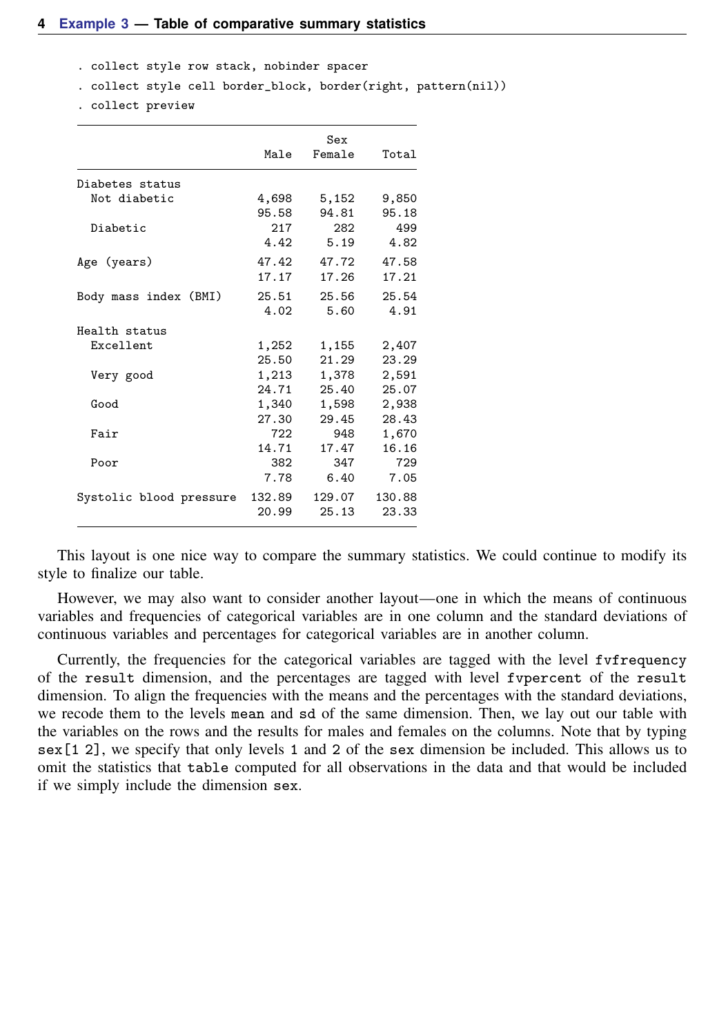```
. collect style row stack, nobinder spacer
. collect style cell border_block, border(right, pattern(nil))
. collect preview
```

```
                                       Sex
                           Male     Female     Total

Diabetes status
  Not diabetic            4,698      5,152     9,850
                          95.58      94.81     95.18
  Diabetic                  217        282       499
                           4.42       5.19      4.82

Age (years)               47.42      47.72     47.58
                          17.17      17.26     17.21

Body mass index (BMI)     25.51      25.56     25.54
                           4.02       5.60      4.91

Health status
  Excellent               1,252      1,155     2,407
                          25.50      21.29     23.29
  Very good               1,213      1,378     2,591
                          24.71      25.40     25.07
  Good                    1,340      1,598     2,938
                          27.30      29.45     28.43
  Fair                      722        948     1,670
                          14.71      17.47     16.16
  Poor                      382        347       729
                           7.78       6.40      7.05

Systolic blood pressure  132.89     129.07    130.88
                          20.99      25.13     23.33
```

This layout is one nice way to compare the summary statistics. We could continue to modify its style to finalize our table.

However, we may also want to consider another layout—one in which the means of continuous variables and frequencies of categorical variables are in one column and the standard deviations of continuous variables and percentages for categorical variables are in another column.

Currently, the frequencies for the categorical variables are tagged with the level `fvfrequency` of the `result` dimension, and the percentages are tagged with level `fvpercent` of the `result` dimension. To align the frequencies with the means and the percentages with the standard deviations, we recode them to the levels `mean` and `sd` of the same dimension. Then, we lay out our table with the variables on the rows and the results for males and females on the columns. Note that by typing `sex[1 2]`, we specify that only levels `1` and `2` of the `sex` dimension be included. This allows us to omit the statistics that `table` computed for all observations in the data and that would be included if we simply include the dimension `sex`.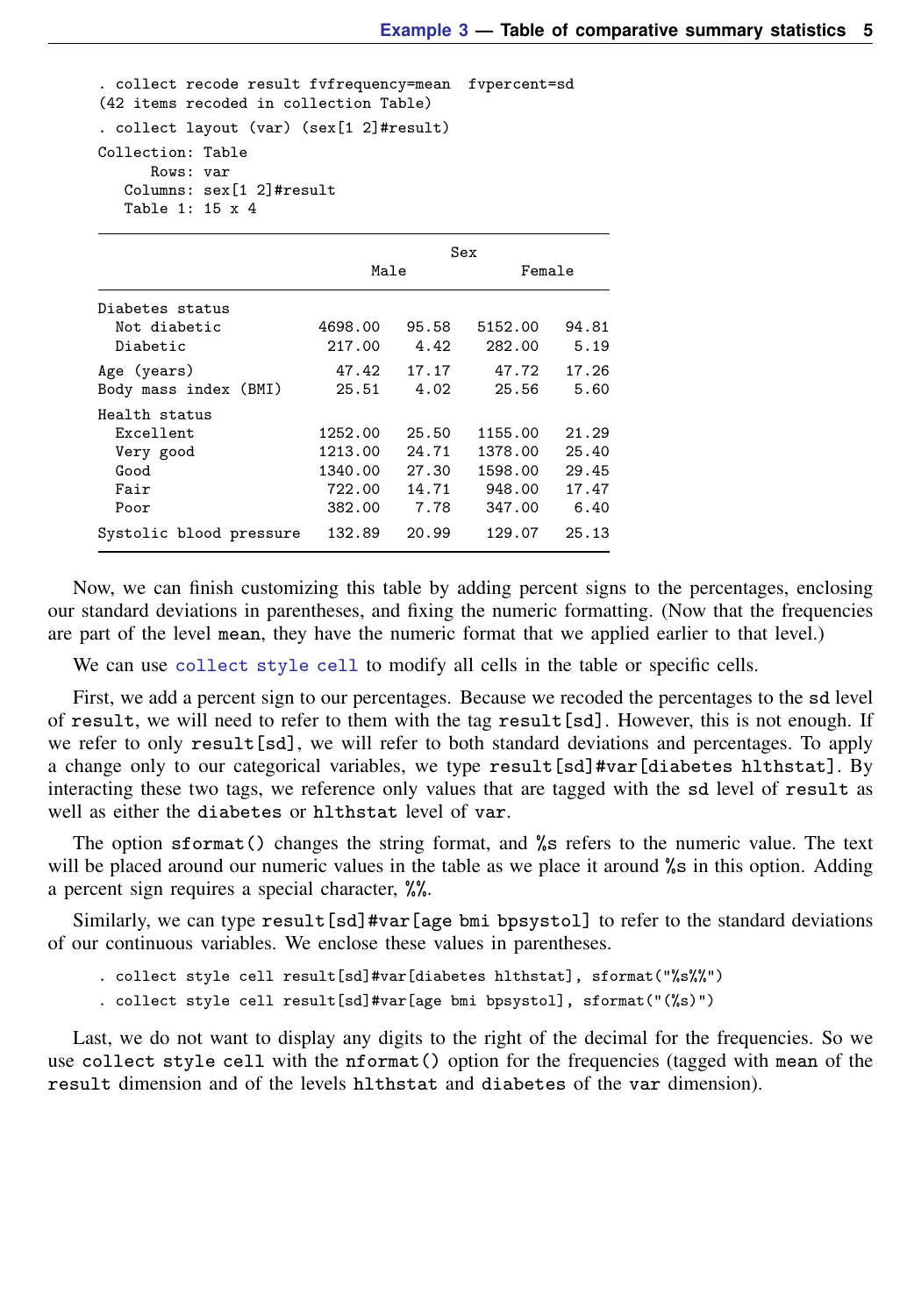```
. collect recode result fvfrequency=mean  fvpercent=sd
(42 items recoded in collection Table)

. collect layout (var) (sex[1 2]#result)

Collection: Table
      Rows: var
   Columns: sex[1 2]#result
   Table 1: 15 x 4
```

| | Sex | | | |
|---|---|---|---|---|
| | Male | | Female | |
| Diabetes status | | | | |
| Not diabetic | 4698.00 | 95.58 | 5152.00 | 94.81 |
| Diabetic | 217.00 | 4.42 | 282.00 | 5.19 |
| Age (years) | 47.42 | 17.17 | 47.72 | 17.26 |
| Body mass index (BMI) | 25.51 | 4.02 | 25.56 | 5.60 |
| Health status | | | | |
| Excellent | 1252.00 | 25.50 | 1155.00 | 21.29 |
| Very good | 1213.00 | 24.71 | 1378.00 | 25.40 |
| Good | 1340.00 | 27.30 | 1598.00 | 29.45 |
| Fair | 722.00 | 14.71 | 948.00 | 17.47 |
| Poor | 382.00 | 7.78 | 347.00 | 6.40 |
| Systolic blood pressure | 132.89 | 20.99 | 129.07 | 25.13 |

Now, we can finish customizing this table by adding percent signs to the percentages, enclosing our standard deviations in parentheses, and fixing the numeric formatting. (Now that the frequencies are part of the level mean, they have the numeric format that we applied earlier to that level.)

We can use collect style cell to modify all cells in the table or specific cells.

First, we add a percent sign to our percentages. Because we recoded the percentages to the sd level of result, we will need to refer to them with the tag result[sd]. However, this is not enough. If we refer to only result[sd], we will refer to both standard deviations and percentages. To apply a change only to our categorical variables, we type result[sd]#var[diabetes hlthstat]. By interacting these two tags, we reference only values that are tagged with the sd level of result as well as either the diabetes or hlthstat level of var.

The option sformat() changes the string format, and %s refers to the numeric value. The text will be placed around our numeric values in the table as we place it around %s in this option. Adding a percent sign requires a special character, %%.

Similarly, we can type result[sd]#var[age bmi bpsystol] to refer to the standard deviations of our continuous variables. We enclose these values in parentheses.

```
. collect style cell result[sd]#var[diabetes hlthstat], sformat("%s%%")
. collect style cell result[sd]#var[age bmi bpsystol], sformat("(%s)")
```

Last, we do not want to display any digits to the right of the decimal for the frequencies. So we use collect style cell with the nformat() option for the frequencies (tagged with mean of the result dimension and of the levels hlthstat and diabetes of the var dimension).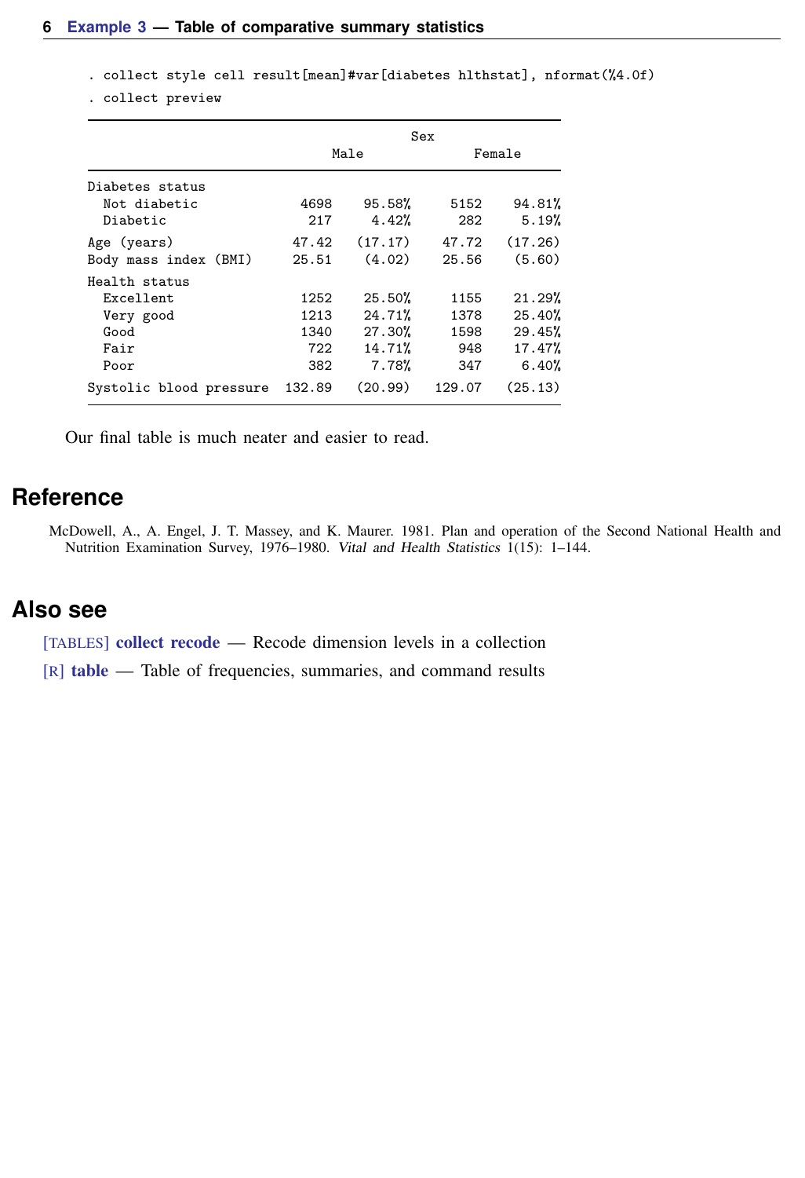```
. collect style cell result[mean]#var[diabetes hlthstat], nformat(%4.0f)
. collect preview
```

| | Sex | | | |
|---|---|---|---|---|
| | Male | | Female | |
| Diabetes status | | | | |
| Not diabetic | 4698 | 95.58% | 5152 | 94.81% |
| Diabetic | 217 | 4.42% | 282 | 5.19% |
| Age (years) | 47.42 | (17.17) | 47.72 | (17.26) |
| Body mass index (BMI) | 25.51 | (4.02) | 25.56 | (5.60) |
| Health status | | | | |
| Excellent | 1252 | 25.50% | 1155 | 21.29% |
| Very good | 1213 | 24.71% | 1378 | 25.40% |
| Good | 1340 | 27.30% | 1598 | 29.45% |
| Fair | 722 | 14.71% | 948 | 17.47% |
| Poor | 382 | 7.78% | 347 | 6.40% |
| Systolic blood pressure | 132.89 | (20.99) | 129.07 | (25.13) |

Our final table is much neater and easier to read.

## Reference

McDowell, A., A. Engel, J. T. Massey, and K. Maurer. 1981. Plan and operation of the Second National Health and Nutrition Examination Survey, 1976–1980. *Vital and Health Statistics* 1(15): 1–144.

## Also see

[TABLES] **collect recode** — Recode dimension levels in a collection

[R] **table** — Table of frequencies, summaries, and command results